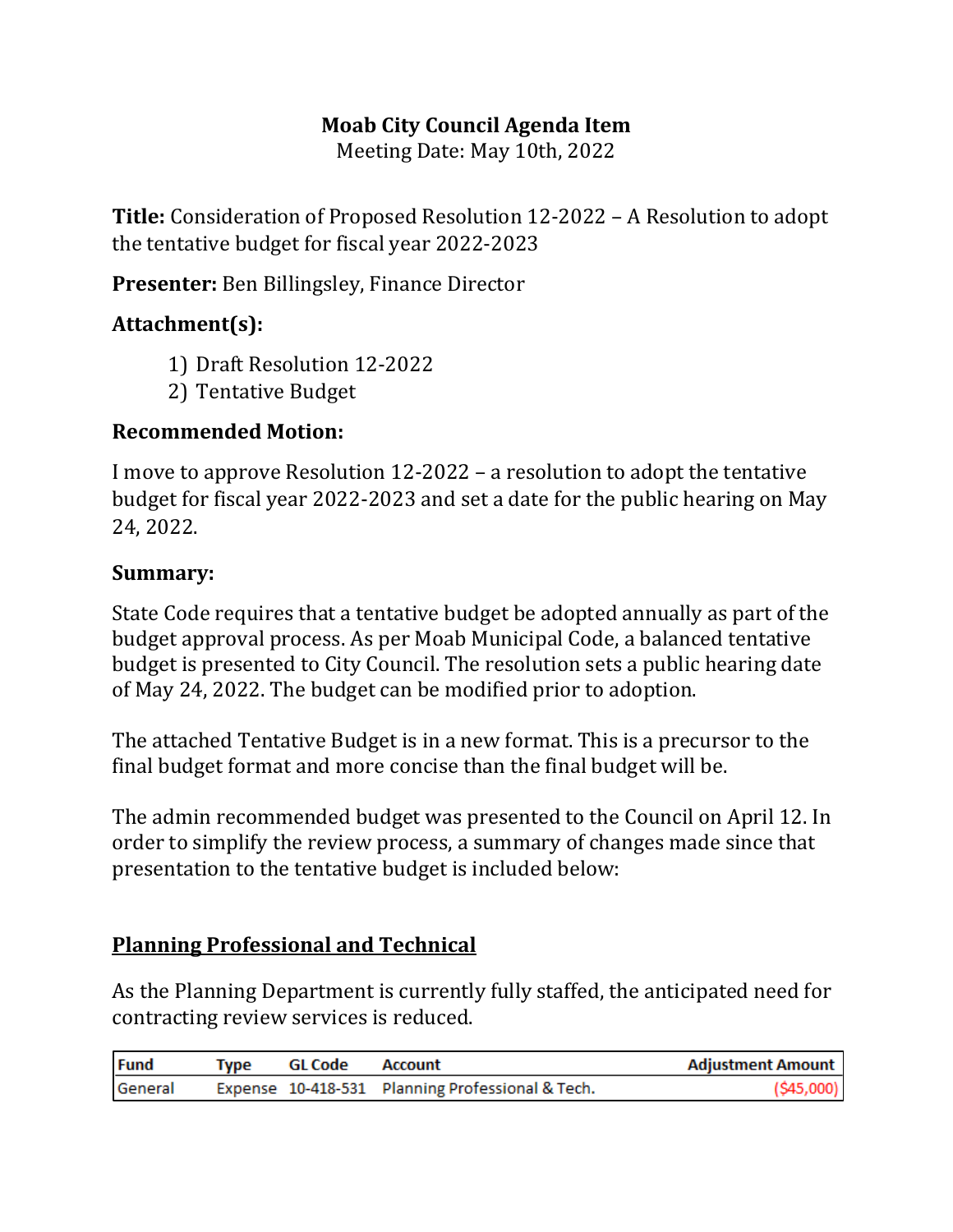**Moab City Council Agenda Item**
Meeting Date: May 10th, 2022

**Title:** Consideration of Proposed Resolution 12-2022 – A Resolution to adopt the tentative budget for fiscal year 2022-2023

**Presenter:** Ben Billingsley, Finance Director

**Attachment(s):**

1) Draft Resolution 12-2022
2) Tentative Budget

**Recommended Motion:**

I move to approve Resolution 12-2022 – a resolution to adopt the tentative budget for fiscal year 2022-2023 and set a date for the public hearing on May 24, 2022.

**Summary:**

State Code requires that a tentative budget be adopted annually as part of the budget approval process. As per Moab Municipal Code, a balanced tentative budget is presented to City Council. The resolution sets a public hearing date of May 24, 2022. The budget can be modified prior to adoption.

The attached Tentative Budget is in a new format. This is a precursor to the final budget format and more concise than the final budget will be.

The admin recommended budget was presented to the Council on April 12. In order to simplify the review process, a summary of changes made since that presentation to the tentative budget is included below:

**Planning Professional and Technical**

As the Planning Department is currently fully staffed, the anticipated need for contracting review services is reduced.

| Fund | Type | GL Code | Account | Adjustment Amount |
|---|---|---|---|---|
| General | Expense | 10-418-531 | Planning Professional & Tech. | ($45,000) |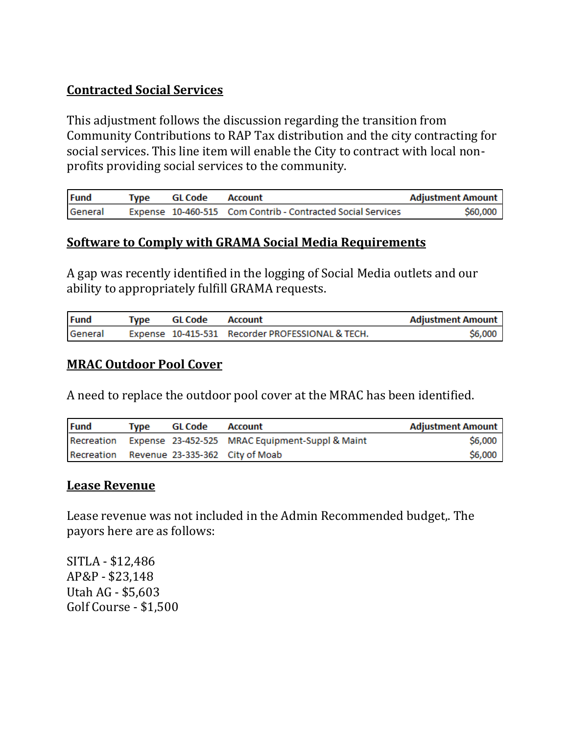## Contracted Social Services

This adjustment follows the discussion regarding the transition from Community Contributions to RAP Tax distribution and the city contracting for social services. This line item will enable the City to contract with local non-profits providing social services to the community.

| Fund | Type | GL Code | Account | Adjustment Amount |
|---|---|---|---|---|
| General | Expense | 10-460-515 | Com Contrib - Contracted Social Services | $60,000 |

## Software to Comply with GRAMA Social Media Requirements

A gap was recently identified in the logging of Social Media outlets and our ability to appropriately fulfill GRAMA requests.

| Fund | Type | GL Code | Account | Adjustment Amount |
|---|---|---|---|---|
| General | Expense | 10-415-531 | Recorder PROFESSIONAL & TECH. | $6,000 |

## MRAC Outdoor Pool Cover

A need to replace the outdoor pool cover at the MRAC has been identified.

| Fund | Type | GL Code | Account | Adjustment Amount |
|---|---|---|---|---|
| Recreation | Expense | 23-452-525 | MRAC Equipment-Suppl & Maint | $6,000 |
| Recreation | Revenue | 23-335-362 | City of Moab | $6,000 |

## Lease Revenue

Lease revenue was not included in the Admin Recommended budget,. The payors here are as follows:

SITLA - $12,486
AP&P - $23,148
Utah AG - $5,603
Golf Course - $1,500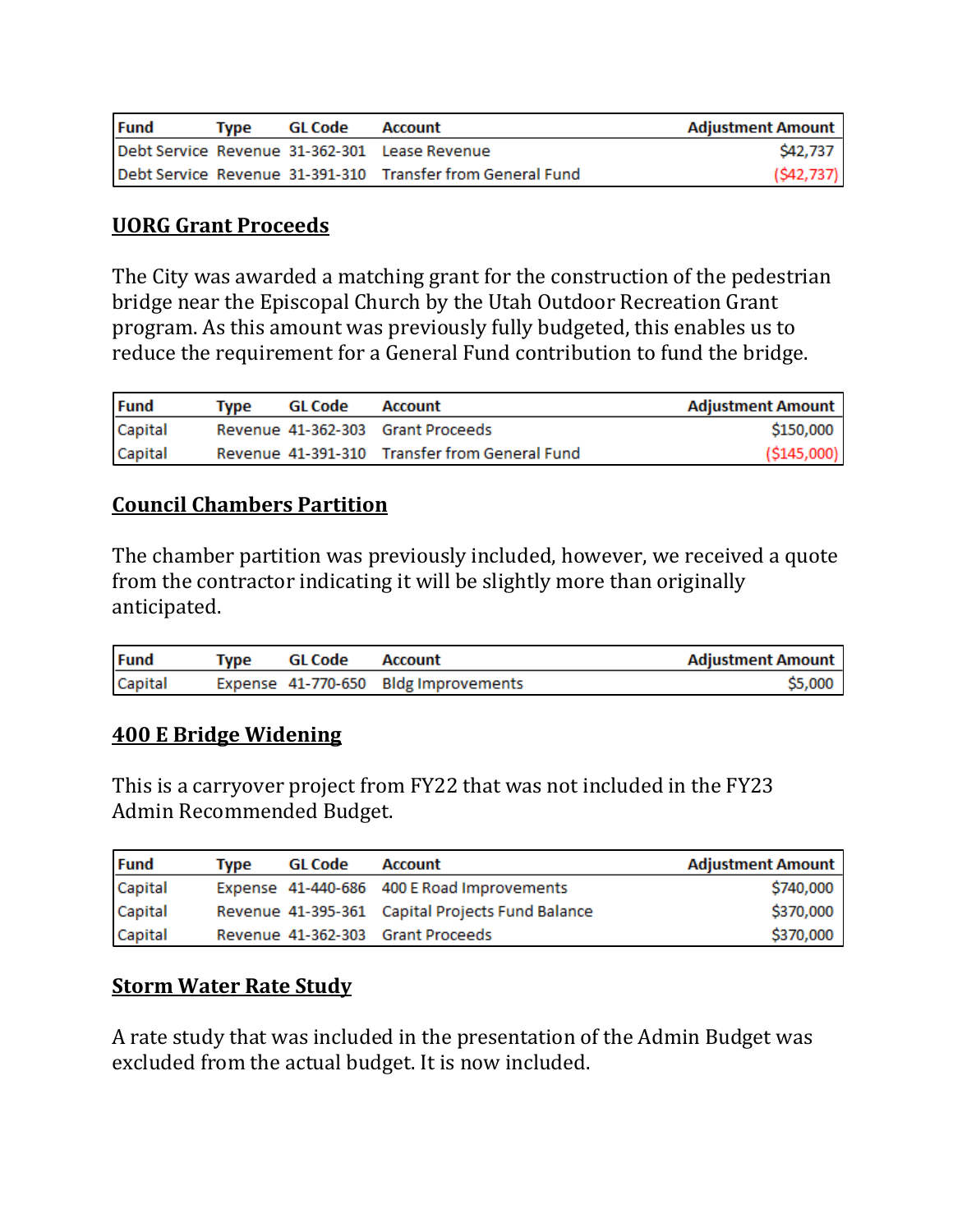| Fund | Type | GL Code | Account | Adjustment Amount |
|---|---|---|---|---|
| Debt Service | Revenue | 31-362-301 | Lease Revenue | $42,737 |
| Debt Service | Revenue | 31-391-310 | Transfer from General Fund | ($42,737) |

## UORG Grant Proceeds

The City was awarded a matching grant for the construction of the pedestrian bridge near the Episcopal Church by the Utah Outdoor Recreation Grant program. As this amount was previously fully budgeted, this enables us to reduce the requirement for a General Fund contribution to fund the bridge.

| Fund | Type | GL Code | Account | Adjustment Amount |
|---|---|---|---|---|
| Capital | Revenue | 41-362-303 | Grant Proceeds | $150,000 |
| Capital | Revenue | 41-391-310 | Transfer from General Fund | ($145,000) |

## Council Chambers Partition

The chamber partition was previously included, however, we received a quote from the contractor indicating it will be slightly more than originally anticipated.

| Fund | Type | GL Code | Account | Adjustment Amount |
|---|---|---|---|---|
| Capital | Expense | 41-770-650 | Bldg Improvements | $5,000 |

## 400 E Bridge Widening

This is a carryover project from FY22 that was not included in the FY23 Admin Recommended Budget.

| Fund | Type | GL Code | Account | Adjustment Amount |
|---|---|---|---|---|
| Capital | Expense | 41-440-686 | 400 E Road Improvements | $740,000 |
| Capital | Revenue | 41-395-361 | Capital Projects Fund Balance | $370,000 |
| Capital | Revenue | 41-362-303 | Grant Proceeds | $370,000 |

## Storm Water Rate Study

A rate study that was included in the presentation of the Admin Budget was excluded from the actual budget. It is now included.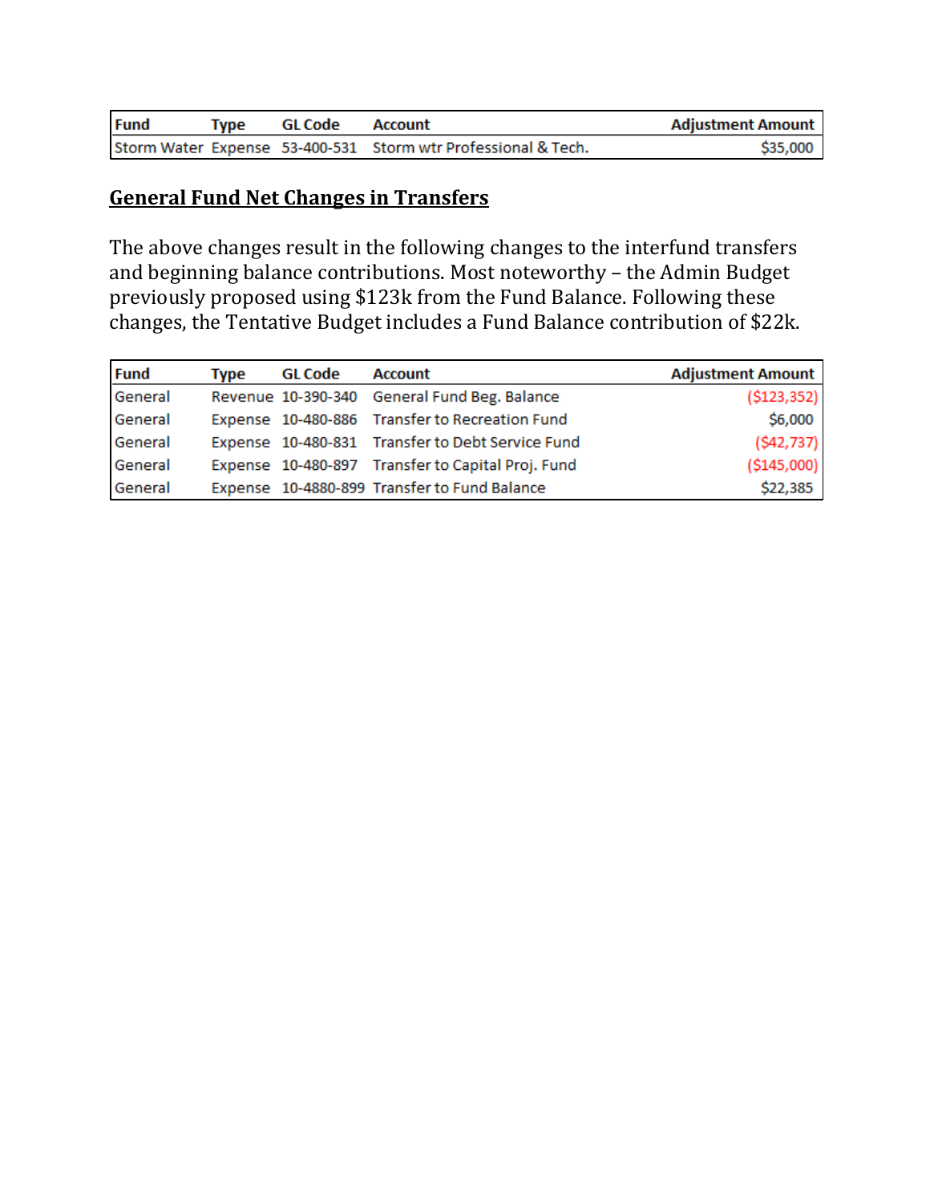| Fund | Type | GL Code | Account | Adjustment Amount |
|---|---|---|---|---|
| Storm Water | Expense | 53-400-531 | Storm wtr Professional & Tech. | $35,000 |

## General Fund Net Changes in Transfers

The above changes result in the following changes to the interfund transfers and beginning balance contributions. Most noteworthy – the Admin Budget previously proposed using $123k from the Fund Balance. Following these changes, the Tentative Budget includes a Fund Balance contribution of $22k.

| Fund | Type | GL Code | Account | Adjustment Amount |
|---|---|---|---|---|
| General | Revenue | 10-390-340 | General Fund Beg. Balance | ($123,352) |
| General | Expense | 10-480-886 | Transfer to Recreation Fund | $6,000 |
| General | Expense | 10-480-831 | Transfer to Debt Service Fund | ($42,737) |
| General | Expense | 10-480-897 | Transfer to Capital Proj. Fund | ($145,000) |
| General | Expense | 10-4880-899 | Transfer to Fund Balance | $22,385 |